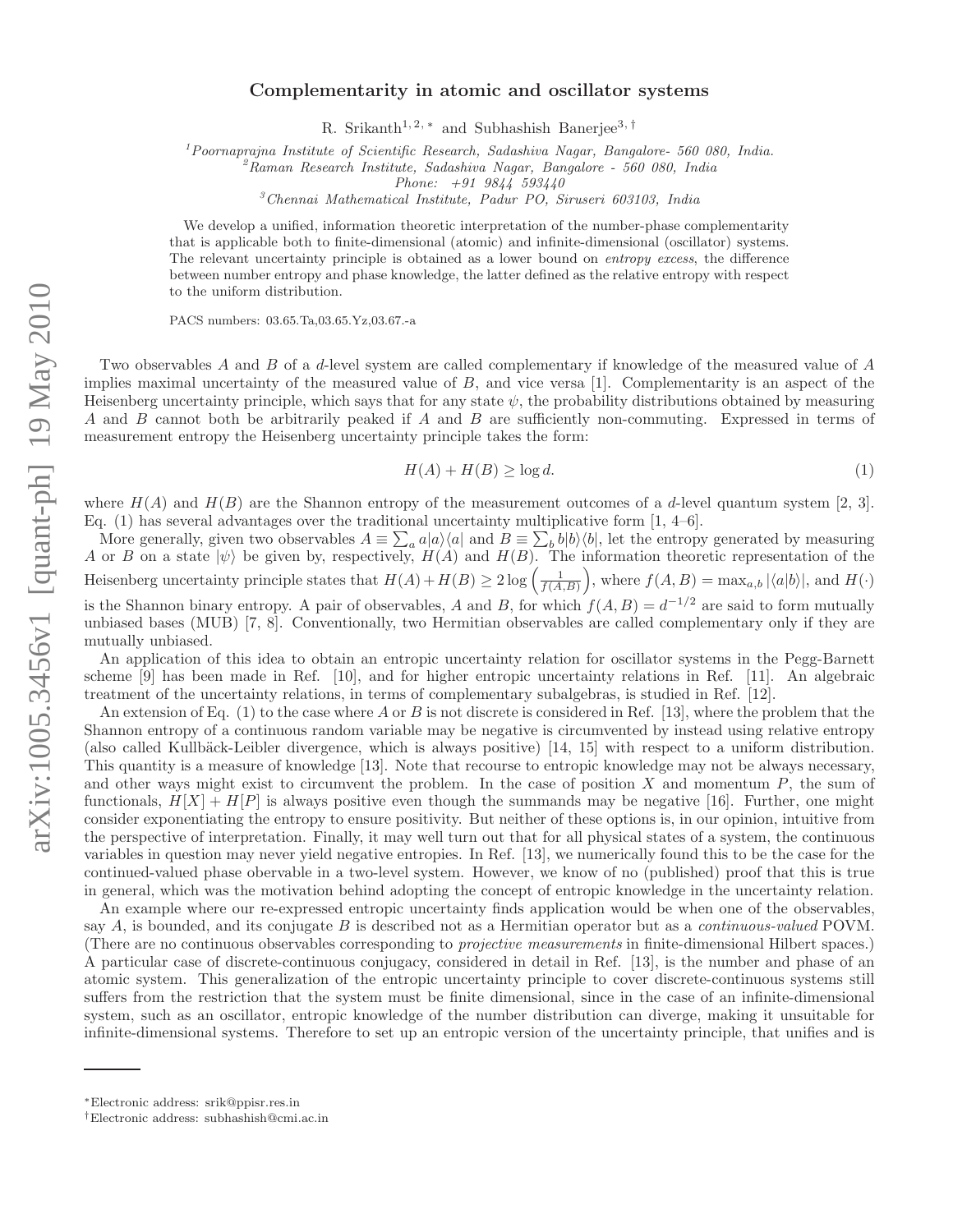# Complementarity in atomic and oscillator systems

R. Srikanth[1,2,*] and Subhashish Banerjee[3,†]

[1]*Poornaprajna Institute of Scientific Research, Sadashiva Nagar, Bangalore- 560 080, India.*
[2]*Raman Research Institute, Sadashiva Nagar, Bangalore - 560 080, India*
*Phone: +91 9844 593440*
[3]*Chennai Mathematical Institute, Padur PO, Siruseri 603103, India*

We develop a unified, information theoretic interpretation of the number-phase complementarity that is applicable both to finite-dimensional (atomic) and infinite-dimensional (oscillator) systems. The relevant uncertainty principle is obtained as a lower bound on *entropy excess*, the difference between number entropy and phase knowledge, the latter defined as the relative entropy with respect to the uniform distribution.

PACS numbers: 03.65.Ta,03.65.Yz,03.67.-a

Two observables $A$ and $B$ of a $d$-level system are called complementary if knowledge of the measured value of $A$ implies maximal uncertainty of the measured value of $B$, and vice versa [1]. Complementarity is an aspect of the Heisenberg uncertainty principle, which says that for any state $\psi$, the probability distributions obtained by measuring $A$ and $B$ cannot both be arbitrarily peaked if $A$ and $B$ are sufficiently non-commuting. Expressed in terms of measurement entropy the Heisenberg uncertainty principle takes the form:

$$H(A) + H(B) \geq \log d. \tag{1}$$

where $H(A)$ and $H(B)$ are the Shannon entropy of the measurement outcomes of a $d$-level quantum system [2, 3]. Eq. (1) has several advantages over the traditional uncertainty multiplicative form [1, 4–6].

More generally, given two observables $A \equiv \sum_a a|a\rangle\langle a|$ and $B \equiv \sum_b b|b\rangle\langle b|$, let the entropy generated by measuring $A$ or $B$ on a state $|\psi\rangle$ be given by, respectively, $H(A)$ and $H(B)$. The information theoretic representation of the Heisenberg uncertainty principle states that $H(A)+H(B) \geq 2\log\left(\frac{1}{f(A,B)}\right)$, where $f(A,B) = \max_{a,b}|\langle a|b\rangle|$, and $H(\cdot)$ is the Shannon binary entropy. A pair of observables, $A$ and $B$, for which $f(A,B) = d^{-1/2}$ are said to form mutually unbiased bases (MUB) [7, 8]. Conventionally, two Hermitian observables are called complementary only if they are mutually unbiased.

An application of this idea to obtain an entropic uncertainty relation for oscillator systems in the Pegg-Barnett scheme [9] has been made in Ref. [10], and for higher entropic uncertainty relations in Ref. [11]. An algebraic treatment of the uncertainty relations, in terms of complementary subalgebras, is studied in Ref. [12].

An extension of Eq. (1) to the case where $A$ or $B$ is not discrete is considered in Ref. [13], where the problem that the Shannon entropy of a continuous random variable may be negative is circumvented by instead using relative entropy (also called Kullbäck-Leibler divergence, which is always positive) [14, 15] with respect to a uniform distribution. This quantity is a measure of knowledge [13]. Note that recourse to entropic knowledge may not be always necessary, and other ways might exist to circumvent the problem. In the case of position $X$ and momentum $P$, the sum of functionals, $H[X] + H[P]$ is always positive even though the summands may be negative [16]. Further, one might consider exponentiating the entropy to ensure positivity. But neither of these options is, in our opinion, intuitive from the perspective of interpretation. Finally, it may well turn out that for all physical states of a system, the continuous variables in question may never yield negative entropies. In Ref. [13], we numerically found this to be the case for the continued-valued phase obervable in a two-level system. However, we know of no (published) proof that this is true in general, which was the motivation behind adopting the concept of entropic knowledge in the uncertainty relation.

An example where our re-expressed entropic uncertainty finds application would be when one of the observables, say $A$, is bounded, and its conjugate $B$ is described not as a Hermitian operator but as a *continuous-valued* POVM. (There are no continuous observables corresponding to *projective measurements* in finite-dimensional Hilbert spaces.) A particular case of discrete-continuous conjugacy, considered in detail in Ref. [13], is the number and phase of an atomic system. This generalization of the entropic uncertainty principle to cover discrete-continuous systems still suffers from the restriction that the system must be finite dimensional, since in the case of an infinite-dimensional system, such as an oscillator, entropic knowledge of the number distribution can diverge, making it unsuitable for infinite-dimensional systems. Therefore to set up an entropic version of the uncertainty principle, that unifies and is

---

*Electronic address: srik@ppisr.res.in
†Electronic address: subhashish@cmi.ac.in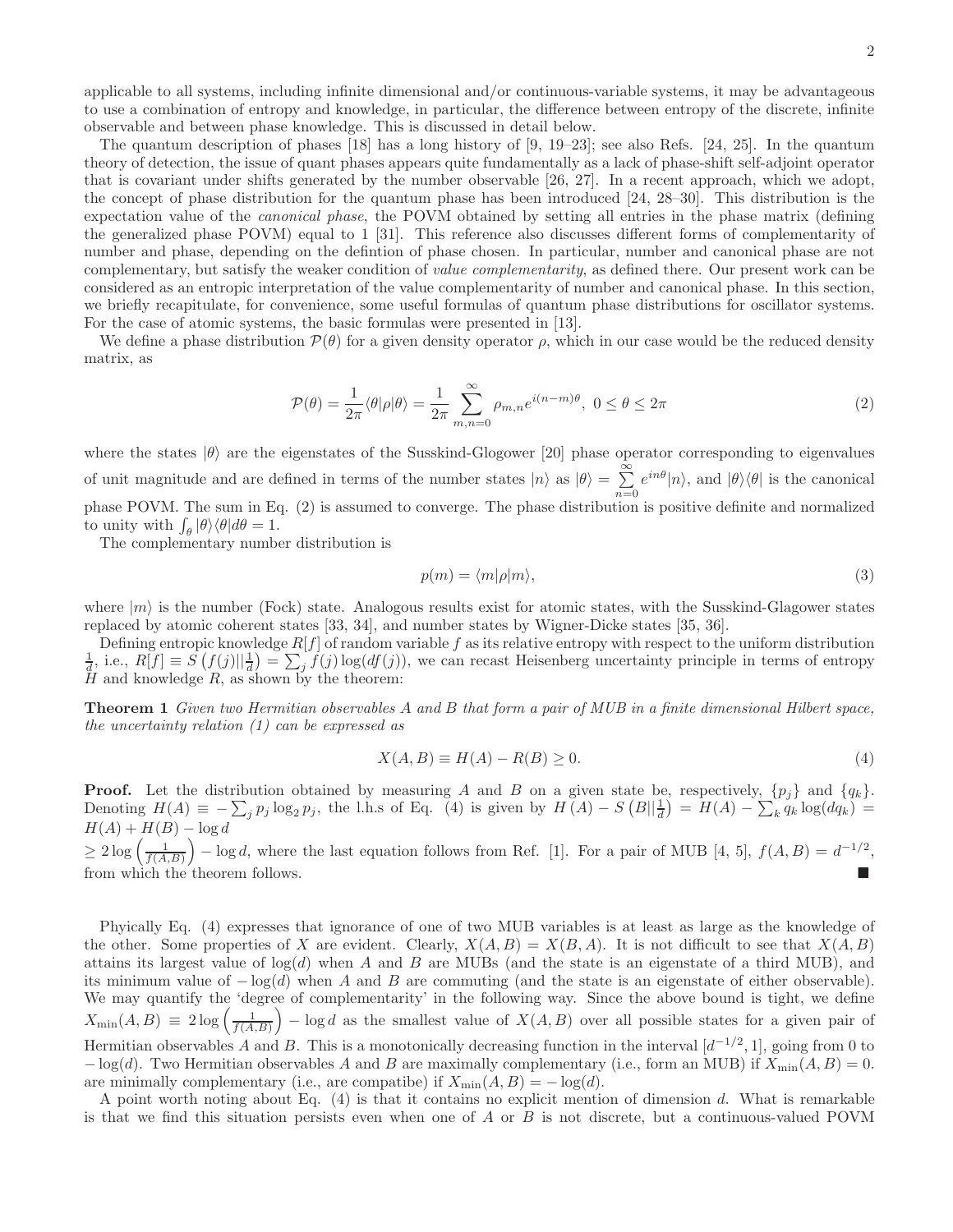applicable to all systems, including infinite dimensional and/or continuous-variable systems, it may be advantageous to use a combination of entropy and knowledge, in particular, the difference between entropy of the discrete, infinite observable and between phase knowledge. This is discussed in detail below.

The quantum description of phases [18] has a long history of [9, 19–23]; see also Refs. [24, 25]. In the quantum theory of detection, the issue of quant phases appears quite fundamentally as a lack of phase-shift self-adjoint operator that is covariant under shifts generated by the number observable [26, 27]. In a recent approach, which we adopt, the concept of phase distribution for the quantum phase has been introduced [24, 28–30]. This distribution is the expectation value of the *canonical phase*, the POVM obtained by setting all entries in the phase matrix (defining the generalized phase POVM) equal to 1 [31]. This reference also discusses different forms of complementarity of number and phase, depending on the defintion of phase chosen. In particular, number and canonical phase are not complementary, but satisfy the weaker condition of *value complementarity*, as defined there. Our present work can be considered as an entropic interpretation of the value complementarity of number and canonical phase. In this section, we briefly recapitulate, for convenience, some useful formulas of quantum phase distributions for oscillator systems. For the case of atomic systems, the basic formulas were presented in [13].

We define a phase distribution $\mathcal{P}(\theta)$ for a given density operator $\rho$, which in our case would be the reduced density matrix, as

$$\mathcal{P}(\theta) = \frac{1}{2\pi}\langle\theta|\rho|\theta\rangle = \frac{1}{2\pi}\sum_{m,n=0}^{\infty}\rho_{m,n}e^{i(n-m)\theta},\ 0 \leq \theta \leq 2\pi \tag{2}$$

where the states $|\theta\rangle$ are the eigenstates of the Susskind-Glogower [20] phase operator corresponding to eigenvalues of unit magnitude and are defined in terms of the number states $|n\rangle$ as $|\theta\rangle = \sum_{n=0}^{\infty} e^{in\theta}|n\rangle$, and $|\theta\rangle\langle\theta|$ is the canonical phase POVM. The sum in Eq. (2) is assumed to converge. The phase distribution is positive definite and normalized to unity with $\int_\theta |\theta\rangle\langle\theta| d\theta = 1$.

The complementary number distribution is

$$p(m) = \langle m|\rho|m\rangle, \tag{3}$$

where $|m\rangle$ is the number (Fock) state. Analogous results exist for atomic states, with the Susskind-Glagower states replaced by atomic coherent states [33, 34], and number states by Wigner-Dicke states [35, 36].

Defining entropic knowledge $R[f]$ of random variable $f$ as its relative entropy with respect to the uniform distribution $\frac{1}{d}$, i.e., $R[f] \equiv S\left(f(j)||\frac{1}{d}\right) = \sum_j f(j)\log(df(j))$, we can recast Heisenberg uncertainty principle in terms of entropy $H$ and knowledge $R$, as shown by the theorem:

**Theorem 1** *Given two Hermitian observables $A$ and $B$ that form a pair of MUB in a finite dimensional Hilbert space, the uncertainty relation (1) can be expressed as*

$$X(A,B) \equiv H(A) - R(B) \geq 0. \tag{4}$$

**Proof.** Let the distribution obtained by measuring $A$ and $B$ on a given state be, respectively, $\{p_j\}$ and $\{q_k\}$. Denoting $H(A) \equiv -\sum_j p_j \log_2 p_j$, the l.h.s of Eq. (4) is given by $H(A) - S\left(B||\frac{1}{d}\right) = H(A) - \sum_k q_k \log(dq_k) = H(A) + H(B) - \log d$
$\geq 2\log\left(\frac{1}{f(A,B)}\right) - \log d$, where the last equation follows from Ref. [1]. For a pair of MUB [4, 5], $f(A,B) = d^{-1/2}$, from which the theorem follows. ■

Phyically Eq. (4) expresses that ignorance of one of two MUB variables is at least as large as the knowledge of the other. Some properties of $X$ are evident. Clearly, $X(A,B) = X(B,A)$. It is not difficult to see that $X(A,B)$ attains its largest value of $\log(d)$ when $A$ and $B$ are MUBs (and the state is an eigenstate of a third MUB), and its minimum value of $-\log(d)$ when $A$ and $B$ are commuting (and the state is an eigenstate of either observable). We may quantify the 'degree of complementarity' in the following way. Since the above bound is tight, we define $X_{\min}(A,B) \equiv 2\log\left(\frac{1}{f(A,B)}\right) - \log d$ as the smallest value of $X(A,B)$ over all possible states for a given pair of Hermitian observables $A$ and $B$. This is a monotonically decreasing function in the interval $[d^{-1/2}, 1]$, going from 0 to $-\log(d)$. Two Hermitian observables $A$ and $B$ are maximally complementary (i.e., form an MUB) if $X_{\min}(A,B) = 0$. are minimally complementary (i.e., are compatibe) if $X_{\min}(A,B) = -\log(d)$.

A point worth noting about Eq. (4) is that it contains no explicit mention of dimension $d$. What is remarkable is that we find this situation persists even when one of $A$ or $B$ is not discrete, but a continuous-valued POVM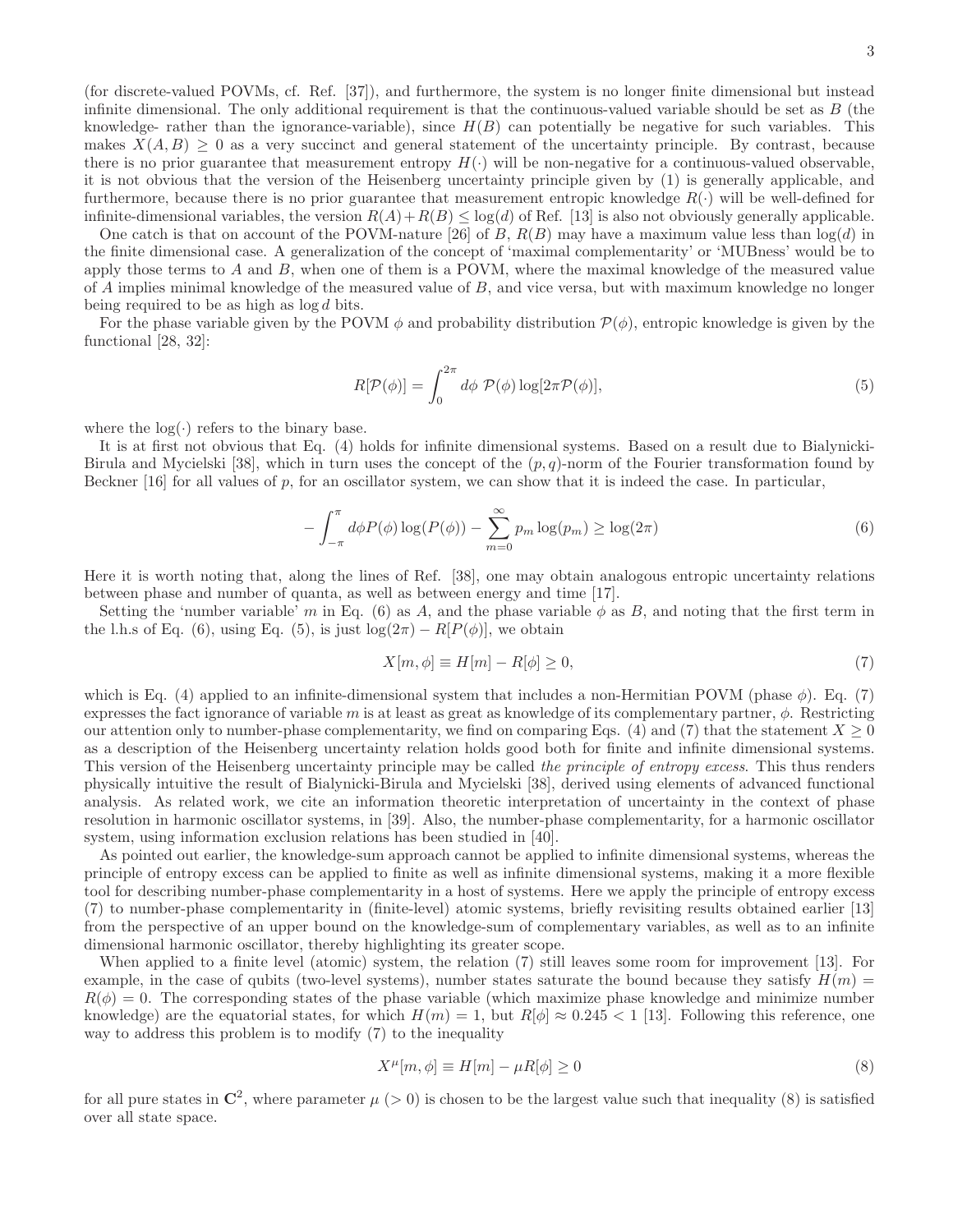(for discrete-valued POVMs, cf. Ref. [37]), and furthermore, the system is no longer finite dimensional but instead infinite dimensional. The only additional requirement is that the continuous-valued variable should be set as $B$ (the knowledge- rather than the ignorance-variable), since $H(B)$ can potentially be negative for such variables. This makes $X(A, B) \geq 0$ as a very succinct and general statement of the uncertainty principle. By contrast, because there is no prior guarantee that measurement entropy $H(\cdot)$ will be non-negative for a continuous-valued observable, it is not obvious that the version of the Heisenberg uncertainty principle given by (1) is generally applicable, and furthermore, because there is no prior guarantee that measurement entropic knowledge $R(\cdot)$ will be well-defined for infinite-dimensional variables, the version $R(A)+R(B) \leq \log(d)$ of Ref. [13] is also not obviously generally applicable.

One catch is that on account of the POVM-nature [26] of $B$, $R(B)$ may have a maximum value less than $\log(d)$ in the finite dimensional case. A generalization of the concept of 'maximal complementarity' or 'MUBness' would be to apply those terms to $A$ and $B$, when one of them is a POVM, where the maximal knowledge of the measured value of $A$ implies minimal knowledge of the measured value of $B$, and vice versa, but with maximum knowledge no longer being required to be as high as $\log d$ bits.

For the phase variable given by the POVM $\phi$ and probability distribution $\mathcal{P}(\phi)$, entropic knowledge is given by the functional [28, 32]:

$$R[\mathcal{P}(\phi)] = \int_0^{2\pi} d\phi \; \mathcal{P}(\phi) \log[2\pi \mathcal{P}(\phi)], \tag{5}$$

where the $\log(\cdot)$ refers to the binary base.

It is at first not obvious that Eq. (4) holds for infinite dimensional systems. Based on a result due to Bialynicki-Birula and Mycielski [38], which in turn uses the concept of the $(p, q)$-norm of the Fourier transformation found by Beckner [16] for all values of $p$, for an oscillator system, we can show that it is indeed the case. In particular,

$$-\int_{-\pi}^{\pi} d\phi P(\phi) \log(P(\phi)) - \sum_{m=0}^{\infty} p_m \log(p_m) \geq \log(2\pi) \tag{6}$$

Here it is worth noting that, along the lines of Ref. [38], one may obtain analogous entropic uncertainty relations between phase and number of quanta, as well as between energy and time [17].

Setting the 'number variable' $m$ in Eq. (6) as $A$, and the phase variable $\phi$ as $B$, and noting that the first term in the l.h.s of Eq. (6), using Eq. (5), is just $\log(2\pi) - R[P(\phi)]$, we obtain

$$X[m, \phi] \equiv H[m] - R[\phi] \geq 0, \tag{7}$$

which is Eq. (4) applied to an infinite-dimensional system that includes a non-Hermitian POVM (phase $\phi$). Eq. (7) expresses the fact ignorance of variable $m$ is at least as great as knowledge of its complementary partner, $\phi$. Restricting our attention only to number-phase complementarity, we find on comparing Eqs. (4) and (7) that the statement $X \geq 0$ as a description of the Heisenberg uncertainty relation holds good both for finite and infinite dimensional systems. This version of the Heisenberg uncertainty principle may be called *the principle of entropy excess*. This thus renders physically intuitive the result of Bialynicki-Birula and Mycielski [38], derived using elements of advanced functional analysis. As related work, we cite an information theoretic interpretation of uncertainty in the context of phase resolution in harmonic oscillator systems, in [39]. Also, the number-phase complementarity, for a harmonic oscillator system, using information exclusion relations has been studied in [40].

As pointed out earlier, the knowledge-sum approach cannot be applied to infinite dimensional systems, whereas the principle of entropy excess can be applied to finite as well as infinite dimensional systems, making it a more flexible tool for describing number-phase complementarity in a host of systems. Here we apply the principle of entropy excess (7) to number-phase complementarity in (finite-level) atomic systems, briefly revisiting results obtained earlier [13] from the perspective of an upper bound on the knowledge-sum of complementary variables, as well as to an infinite dimensional harmonic oscillator, thereby highlighting its greater scope.

When applied to a finite level (atomic) system, the relation (7) still leaves some room for improvement [13]. For example, in the case of qubits (two-level systems), number states saturate the bound because they satisfy $H(m) = R(\phi) = 0$. The corresponding states of the phase variable (which maximize phase knowledge and minimize number knowledge) are the equatorial states, for which $H(m) = 1$, but $R[\phi] \approx 0.245 < 1$ [13]. Following this reference, one way to address this problem is to modify (7) to the inequality

$$X^{\mu}[m, \phi] \equiv H[m] - \mu R[\phi] \geq 0 \tag{8}$$

for all pure states in $\mathbf{C}^2$, where parameter $\mu$ ($> 0$) is chosen to be the largest value such that inequality (8) is satisfied over all state space.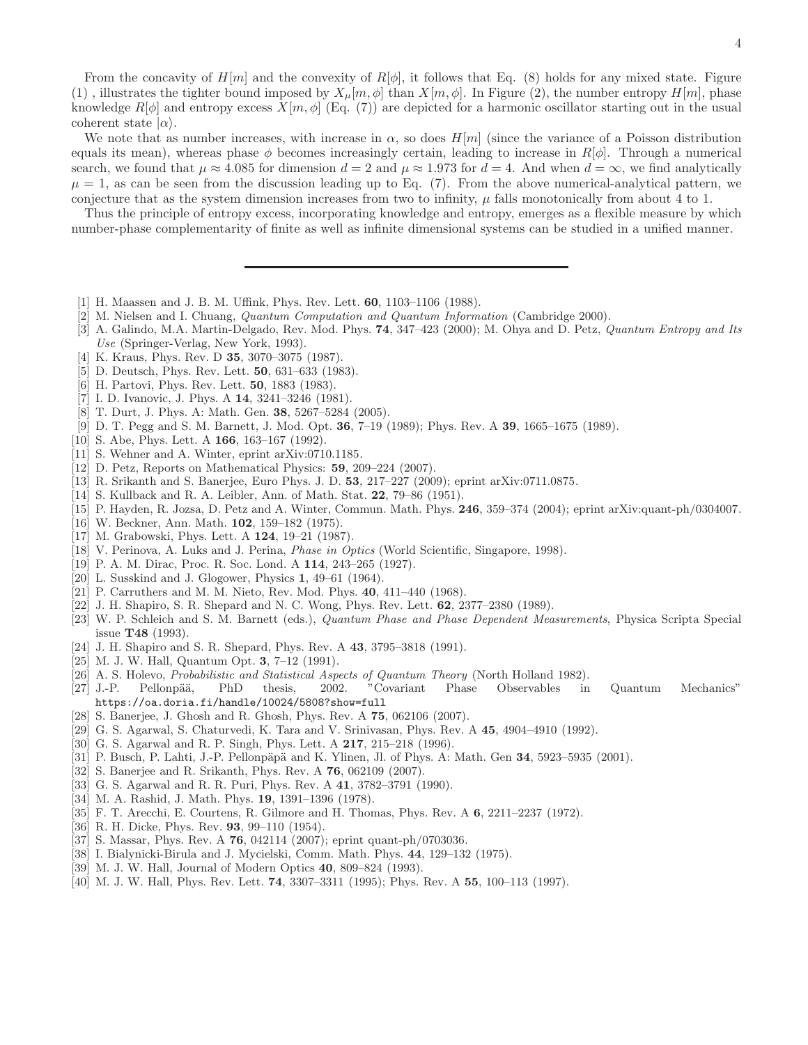From the concavity of $H[m]$ and the convexity of $R[\phi]$, it follows that Eq. (8) holds for any mixed state. Figure (1) , illustrates the tighter bound imposed by $X_\mu[m,\phi]$ than $X[m,\phi]$. In Figure (2), the number entropy $H[m]$, phase knowledge $R[\phi]$ and entropy excess $X[m,\phi]$ (Eq. (7)) are depicted for a harmonic oscillator starting out in the usual coherent state $|\alpha\rangle$.

We note that as number increases, with increase in $\alpha$, so does $H[m]$ (since the variance of a Poisson distribution equals its mean), whereas phase $\phi$ becomes increasingly certain, leading to increase in $R[\phi]$. Through a numerical search, we found that $\mu \approx 4.085$ for dimension $d = 2$ and $\mu \approx 1.973$ for $d = 4$. And when $d = \infty$, we find analytically $\mu = 1$, as can be seen from the discussion leading up to Eq. (7). From the above numerical-analytical pattern, we conjecture that as the system dimension increases from two to infinity, $\mu$ falls monotonically from about 4 to 1.

Thus the principle of entropy excess, incorporating knowledge and entropy, emerges as a flexible measure by which number-phase complementarity of finite as well as infinite dimensional systems can be studied in a unified manner.

---

[1] H. Maassen and J. B. M. Uffink, Phys. Rev. Lett. **60**, 1103–1106 (1988).
[2] M. Nielsen and I. Chuang, *Quantum Computation and Quantum Information* (Cambridge 2000).
[3] A. Galindo, M.A. Martin-Delgado, Rev. Mod. Phys. **74**, 347–423 (2000); M. Ohya and D. Petz, *Quantum Entropy and Its Use* (Springer-Verlag, New York, 1993).
[4] K. Kraus, Phys. Rev. D **35**, 3070–3075 (1987).
[5] D. Deutsch, Phys. Rev. Lett. **50**, 631–633 (1983).
[6] H. Partovi, Phys. Rev. Lett. **50**, 1883 (1983).
[7] I. D. Ivanovic, J. Phys. A **14**, 3241–3246 (1981).
[8] T. Durt, J. Phys. A: Math. Gen. **38**, 5267–5284 (2005).
[9] D. T. Pegg and S. M. Barnett, J. Mod. Opt. **36**, 7–19 (1989); Phys. Rev. A **39**, 1665–1675 (1989).
[10] S. Abe, Phys. Lett. A **166**, 163–167 (1992).
[11] S. Wehner and A. Winter, eprint arXiv:0710.1185.
[12] D. Petz, Reports on Mathematical Physics: **59**, 209–224 (2007).
[13] R. Srikanth and S. Banerjee, Euro Phys. J. D. **53**, 217–227 (2009); eprint arXiv:0711.0875.
[14] S. Kullback and R. A. Leibler, Ann. of Math. Stat. **22**, 79–86 (1951).
[15] P. Hayden, R. Jozsa, D. Petz and A. Winter, Commun. Math. Phys. **246**, 359–374 (2004); eprint arXiv:quant-ph/0304007.
[16] W. Beckner, Ann. Math. **102**, 159–182 (1975).
[17] M. Grabowski, Phys. Lett. A **124**, 19–21 (1987).
[18] V. Perinova, A. Luks and J. Perina, *Phase in Optics* (World Scientific, Singapore, 1998).
[19] P. A. M. Dirac, Proc. R. Soc. Lond. A **114**, 243–265 (1927).
[20] L. Susskind and J. Glogower, Physics **1**, 49–61 (1964).
[21] P. Carruthers and M. M. Nieto, Rev. Mod. Phys. **40**, 411–440 (1968).
[22] J. H. Shapiro, S. R. Shepard and N. C. Wong, Phys. Rev. Lett. **62**, 2377–2380 (1989).
[23] W. P. Schleich and S. M. Barnett (eds.), *Quantum Phase and Phase Dependent Measurements*, Physica Scripta Special issue **T48** (1993).
[24] J. H. Shapiro and S. R. Shepard, Phys. Rev. A **43**, 3795–3818 (1991).
[25] M. J. W. Hall, Quantum Opt. **3**, 7–12 (1991).
[26] A. S. Holevo, *Probabilistic and Statistical Aspects of Quantum Theory* (North Holland 1982).
[27] J.-P. Pellonpää, PhD thesis, 2002. "Covariant Phase Observables in Quantum Mechanics" https://oa.doria.fi/handle/10024/5808?show=full
[28] S. Banerjee, J. Ghosh and R. Ghosh, Phys. Rev. A **75**, 062106 (2007).
[29] G. S. Agarwal, S. Chaturvedi, K. Tara and V. Srinivasan, Phys. Rev. A **45**, 4904–4910 (1992).
[30] G. S. Agarwal and R. P. Singh, Phys. Lett. A **217**, 215–218 (1996).
[31] P. Busch, P. Lahti, J.-P. Pellonpäpä and K. Ylinen, Jl. of Phys. A: Math. Gen **34**, 5923–5935 (2001).
[32] S. Banerjee and R. Srikanth, Phys. Rev. A **76**, 062109 (2007).
[33] G. S. Agarwal and R. R. Puri, Phys. Rev. A **41**, 3782–3791 (1990).
[34] M. A. Rashid, J. Math. Phys. **19**, 1391–1396 (1978).
[35] F. T. Arecchi, E. Courtens, R. Gilmore and H. Thomas, Phys. Rev. A **6**, 2211–2237 (1972).
[36] R. H. Dicke, Phys. Rev. **93**, 99–110 (1954).
[37] S. Massar, Phys. Rev. A **76**, 042114 (2007); eprint quant-ph/0703036.
[38] I. Bialynicki-Birula and J. Mycielski, Comm. Math. Phys. **44**, 129–132 (1975).
[39] M. J. W. Hall, Journal of Modern Optics **40**, 809–824 (1993).
[40] M. J. W. Hall, Phys. Rev. Lett. **74**, 3307–3311 (1995); Phys. Rev. A **55**, 100–113 (1997).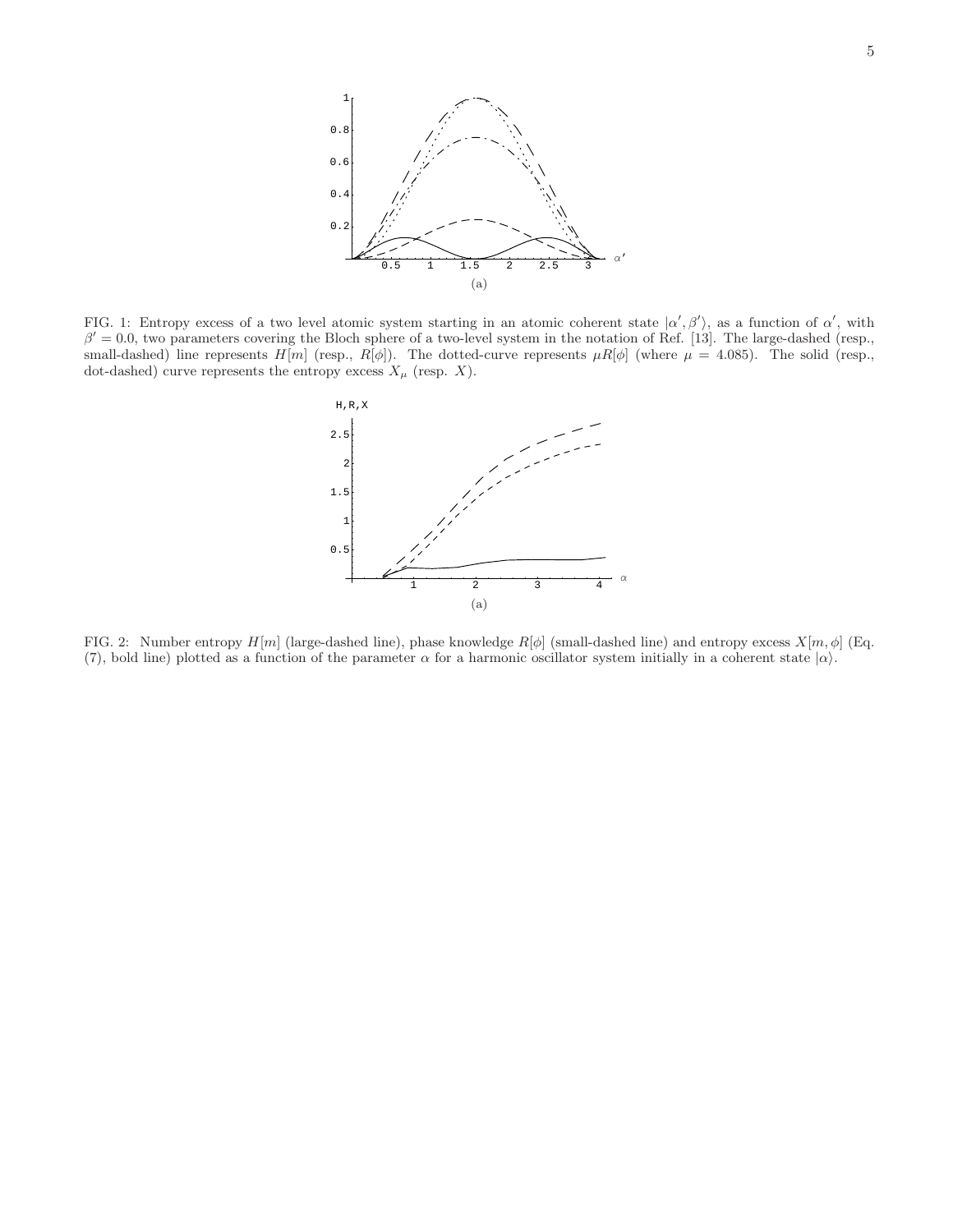1

0.8

0.6

0.4

0.2

0.5 1 1.5 2 2.5 3 $\alpha'$

(a)

FIG. 1: Entropy excess of a two level atomic system starting in an atomic coherent state $|\alpha', \beta'\rangle$, as a function of $\alpha'$, with $\beta' = 0.0$, two parameters covering the Bloch sphere of a two-level system in the notation of Ref. [13]. The large-dashed (resp., small-dashed) line represents $H[m]$ (resp., $R[\phi]$). The dotted-curve represents $\mu R[\phi]$ (where $\mu = 4.085$). The solid (resp., dot-dashed) curve represents the entropy excess $X_\mu$ (resp. $X$).

H,R,X

2.5

2

1.5

1

0.5

1 2 3 4 $\alpha$

(a)

FIG. 2: Number entropy $H[m]$ (large-dashed line), phase knowledge $R[\phi]$ (small-dashed line) and entropy excess $X[m, \phi]$ (Eq. (7), bold line) plotted as a function of the parameter $\alpha$ for a harmonic oscillator system initially in a coherent state $|\alpha\rangle$.